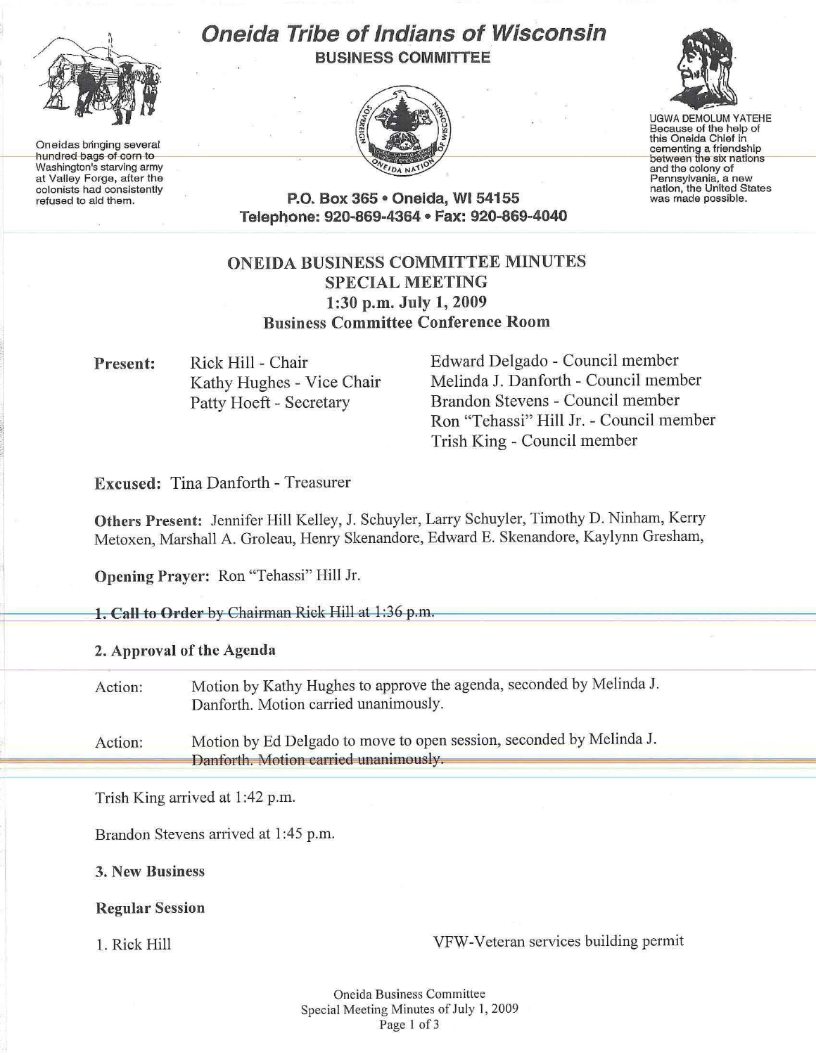# Oneida Tribe of Indians of Wisconsin

**BUSINESS COMMITTEE**

Oneidas bringing several hundred bags of corn to Washington's starving army at Valley Forge, after the colonists had consistently refused to aid them.

UGWA DEMOLUM YATEHE
Because of the help of this Oneida Chief in cementing a friendship between the six nations and the colony of Pennsylvania, a new nation, the United States was made possible.

**P.O. Box 365 • Oneida, WI 54155**
**Telephone: 920-869-4364 • Fax: 920-869-4040**

## ONEIDA BUSINESS COMMITTEE MINUTES
## SPECIAL MEETING
## 1:30 p.m. July 1, 2009
## Business Committee Conference Room

**Present:**
Rick Hill - Chair
Kathy Hughes - Vice Chair
Patty Hoeft - Secretary
Edward Delgado - Council member
Melinda J. Danforth - Council member
Brandon Stevens - Council member
Ron "Tehassi" Hill Jr. - Council member
Trish King - Council member

**Excused:** Tina Danforth - Treasurer

**Others Present:** Jennifer Hill Kelley, J. Schuyler, Larry Schuyler, Timothy D. Ninham, Kerry Metoxen, Marshall A. Groleau, Henry Skenandore, Edward E. Skenandore, Kaylynn Gresham,

**Opening Prayer:** Ron "Tehassi" Hill Jr.

**1. Call to Order** by Chairman Rick Hill at 1:36 p.m.

**2. Approval of the Agenda**

Action: Motion by Kathy Hughes to approve the agenda, seconded by Melinda J. Danforth. Motion carried unanimously.

Action: Motion by Ed Delgado to move to open session, seconded by Melinda J. Danforth. Motion carried unanimously.

Trish King arrived at 1:42 p.m.

Brandon Stevens arrived at 1:45 p.m.

**3. New Business**

**Regular Session**

1. Rick Hill — VFW-Veteran services building permit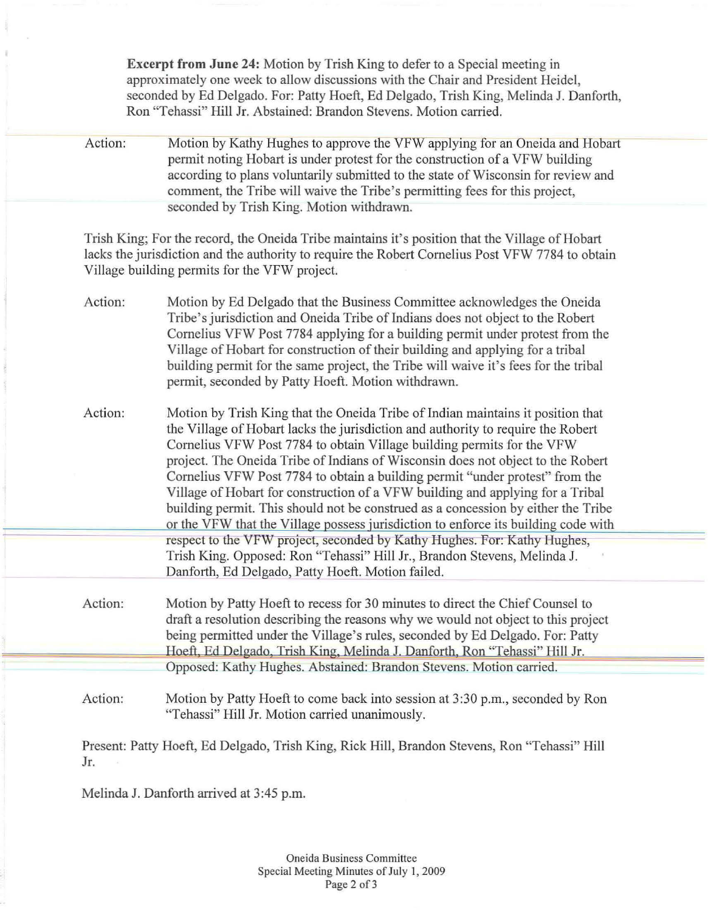**Excerpt from June 24:** Motion by Trish King to defer to a Special meeting in approximately one week to allow discussions with the Chair and President Heidel, seconded by Ed Delgado. For: Patty Hoeft, Ed Delgado, Trish King, Melinda J. Danforth, Ron "Tehassi" Hill Jr. Abstained: Brandon Stevens. Motion carried.

Action: Motion by Kathy Hughes to approve the VFW applying for an Oneida and Hobart permit noting Hobart is under protest for the construction of a VFW building according to plans voluntarily submitted to the state of Wisconsin for review and comment, the Tribe will waive the Tribe's permitting fees for this project, seconded by Trish King. Motion withdrawn.

Trish King; For the record, the Oneida Tribe maintains it's position that the Village of Hobart lacks the jurisdiction and the authority to require the Robert Cornelius Post VFW 7784 to obtain Village building permits for the VFW project.

Action: Motion by Ed Delgado that the Business Committee acknowledges the Oneida Tribe's jurisdiction and Oneida Tribe of Indians does not object to the Robert Cornelius VFW Post 7784 applying for a building permit under protest from the Village of Hobart for construction of their building and applying for a tribal building permit for the same project, the Tribe will waive it's fees for the tribal permit, seconded by Patty Hoeft. Motion withdrawn.

Action: Motion by Trish King that the Oneida Tribe of Indian maintains it position that the Village of Hobart lacks the jurisdiction and authority to require the Robert Cornelius VFW Post 7784 to obtain Village building permits for the VFW project. The Oneida Tribe of Indians of Wisconsin does not object to the Robert Cornelius VFW Post 7784 to obtain a building permit "under protest" from the Village of Hobart for construction of a VFW building and applying for a Tribal building permit. This should not be construed as a concession by either the Tribe or the VFW that the Village possess jurisdiction to enforce its building code with respect to the VFW project, seconded by Kathy Hughes. For: Kathy Hughes, Trish King. Opposed: Ron "Tehassi" Hill Jr., Brandon Stevens, Melinda J. Danforth, Ed Delgado, Patty Hoeft. Motion failed.

Action: Motion by Patty Hoeft to recess for 30 minutes to direct the Chief Counsel to draft a resolution describing the reasons why we would not object to this project being permitted under the Village's rules, seconded by Ed Delgado. For: Patty Hoeft, Ed Delgado, Trish King, Melinda J. Danforth, Ron "Tehassi" Hill Jr. Opposed: Kathy Hughes. Abstained: Brandon Stevens. Motion carried.

Action: Motion by Patty Hoeft to come back into session at 3:30 p.m., seconded by Ron "Tehassi" Hill Jr. Motion carried unanimously.

Present: Patty Hoeft, Ed Delgado, Trish King, Rick Hill, Brandon Stevens, Ron "Tehassi" Hill Jr.

Melinda J. Danforth arrived at 3:45 p.m.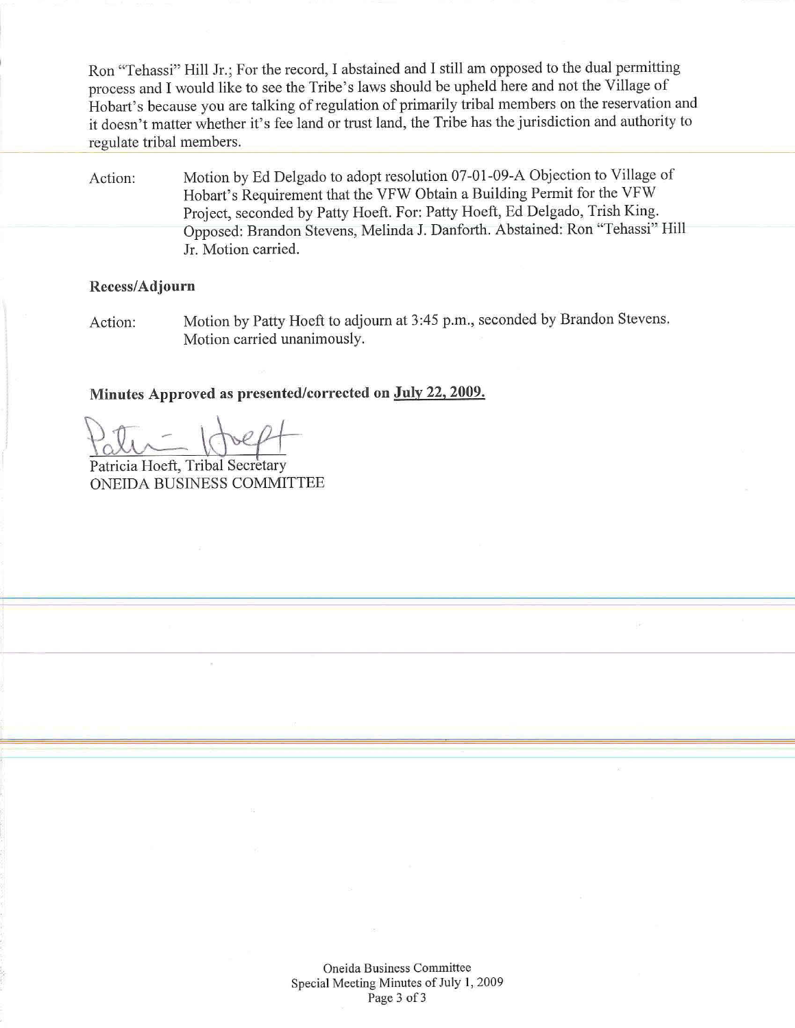Ron "Tehassi" Hill Jr.; For the record, I abstained and I still am opposed to the dual permitting process and I would like to see the Tribe's laws should be upheld here and not the Village of Hobart's because you are talking of regulation of primarily tribal members on the reservation and it doesn't matter whether it's fee land or trust land, the Tribe has the jurisdiction and authority to regulate tribal members.

Action: Motion by Ed Delgado to adopt resolution 07-01-09-A Objection to Village of Hobart's Requirement that the VFW Obtain a Building Permit for the VFW Project, seconded by Patty Hoeft. For: Patty Hoeft, Ed Delgado, Trish King. Opposed: Brandon Stevens, Melinda J. Danforth. Abstained: Ron "Tehassi" Hill Jr. Motion carried.

**Recess/Adjourn**

Action: Motion by Patty Hoeft to adjourn at 3:45 p.m., seconded by Brandon Stevens. Motion carried unanimously.

**Minutes Approved as presented/corrected on July 22, 2009.**

Patricia Hoeft, Tribal Secretary
ONEIDA BUSINESS COMMITTEE